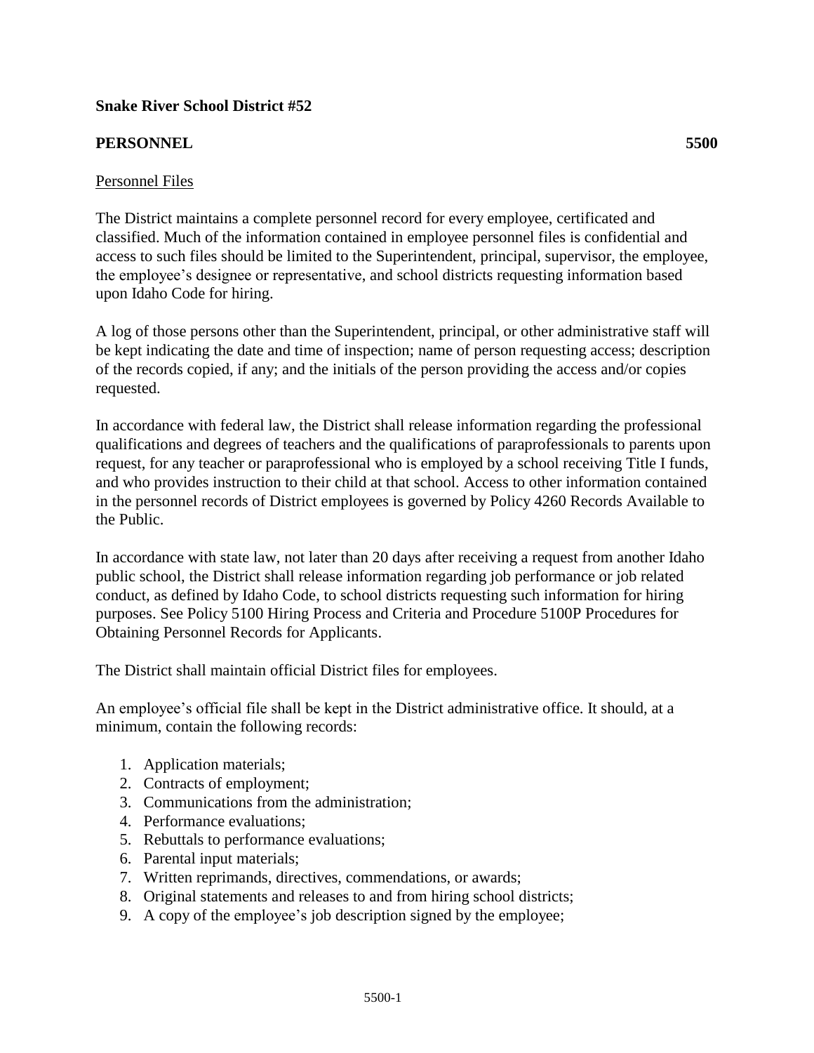**Snake River School District #52**

**PERSONNEL 5500**

Personnel Files

The District maintains a complete personnel record for every employee, certificated and classified. Much of the information contained in employee personnel files is confidential and access to such files should be limited to the Superintendent, principal, supervisor, the employee, the employee's designee or representative, and school districts requesting information based upon Idaho Code for hiring.

A log of those persons other than the Superintendent, principal, or other administrative staff will be kept indicating the date and time of inspection; name of person requesting access; description of the records copied, if any; and the initials of the person providing the access and/or copies requested.

In accordance with federal law, the District shall release information regarding the professional qualifications and degrees of teachers and the qualifications of paraprofessionals to parents upon request, for any teacher or paraprofessional who is employed by a school receiving Title I funds, and who provides instruction to their child at that school. Access to other information contained in the personnel records of District employees is governed by Policy 4260 Records Available to the Public.

In accordance with state law, not later than 20 days after receiving a request from another Idaho public school, the District shall release information regarding job performance or job related conduct, as defined by Idaho Code, to school districts requesting such information for hiring purposes. See Policy 5100 Hiring Process and Criteria and Procedure 5100P Procedures for Obtaining Personnel Records for Applicants.

The District shall maintain official District files for employees.

An employee's official file shall be kept in the District administrative office. It should, at a minimum, contain the following records:

1. Application materials;
2. Contracts of employment;
3. Communications from the administration;
4. Performance evaluations;
5. Rebuttals to performance evaluations;
6. Parental input materials;
7. Written reprimands, directives, commendations, or awards;
8. Original statements and releases to and from hiring school districts;
9. A copy of the employee's job description signed by the employee;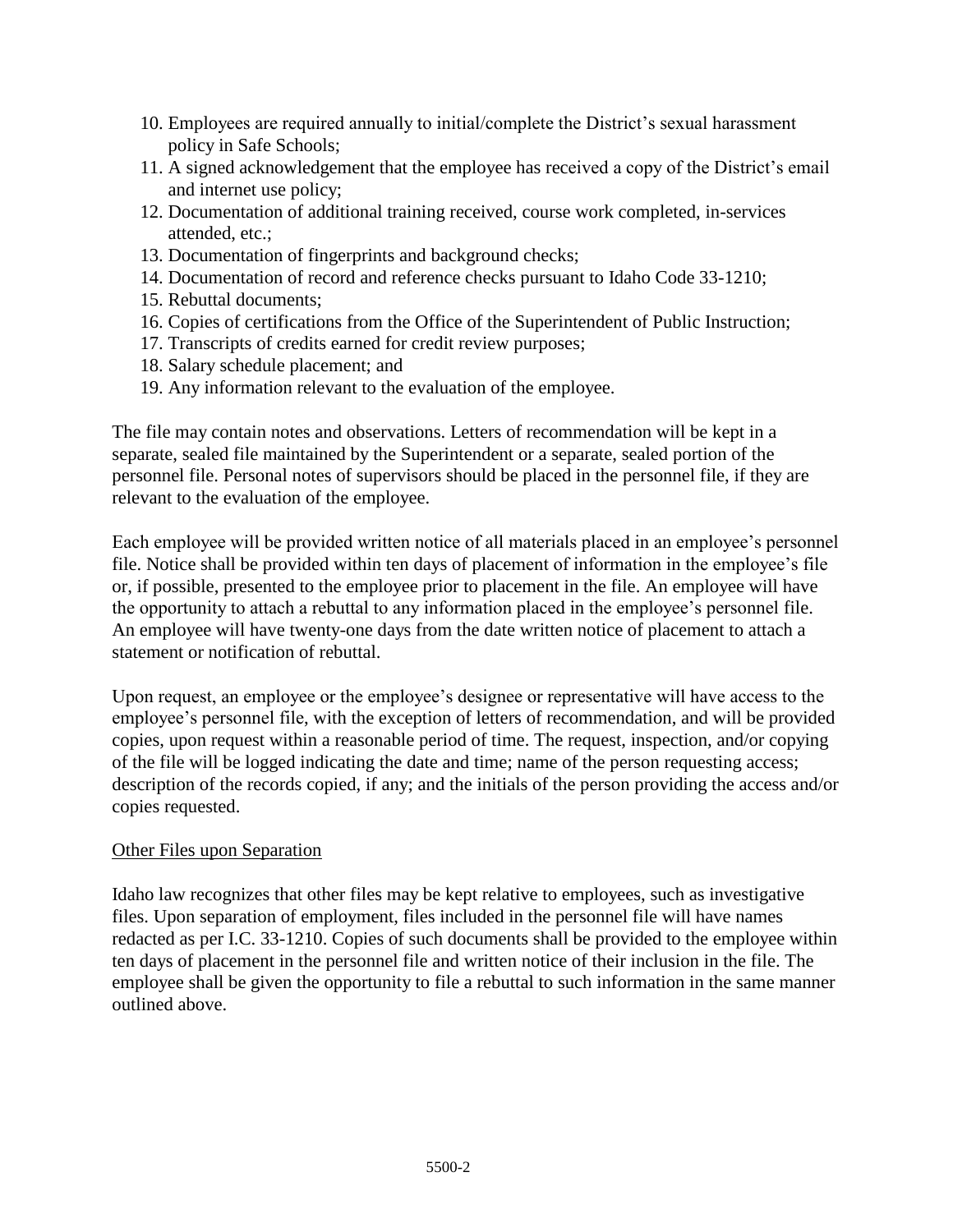10. Employees are required annually to initial/complete the District's sexual harassment policy in Safe Schools;
11. A signed acknowledgement that the employee has received a copy of the District's email and internet use policy;
12. Documentation of additional training received, course work completed, in-services attended, etc.;
13. Documentation of fingerprints and background checks;
14. Documentation of record and reference checks pursuant to Idaho Code 33-1210;
15. Rebuttal documents;
16. Copies of certifications from the Office of the Superintendent of Public Instruction;
17. Transcripts of credits earned for credit review purposes;
18. Salary schedule placement; and
19. Any information relevant to the evaluation of the employee.

The file may contain notes and observations. Letters of recommendation will be kept in a separate, sealed file maintained by the Superintendent or a separate, sealed portion of the personnel file. Personal notes of supervisors should be placed in the personnel file, if they are relevant to the evaluation of the employee.

Each employee will be provided written notice of all materials placed in an employee's personnel file. Notice shall be provided within ten days of placement of information in the employee's file or, if possible, presented to the employee prior to placement in the file. An employee will have the opportunity to attach a rebuttal to any information placed in the employee's personnel file. An employee will have twenty-one days from the date written notice of placement to attach a statement or notification of rebuttal.

Upon request, an employee or the employee's designee or representative will have access to the employee's personnel file, with the exception of letters of recommendation, and will be provided copies, upon request within a reasonable period of time. The request, inspection, and/or copying of the file will be logged indicating the date and time; name of the person requesting access; description of the records copied, if any; and the initials of the person providing the access and/or copies requested.

<u>Other Files upon Separation</u>

Idaho law recognizes that other files may be kept relative to employees, such as investigative files. Upon separation of employment, files included in the personnel file will have names redacted as per I.C. 33-1210. Copies of such documents shall be provided to the employee within ten days of placement in the personnel file and written notice of their inclusion in the file. The employee shall be given the opportunity to file a rebuttal to such information in the same manner outlined above.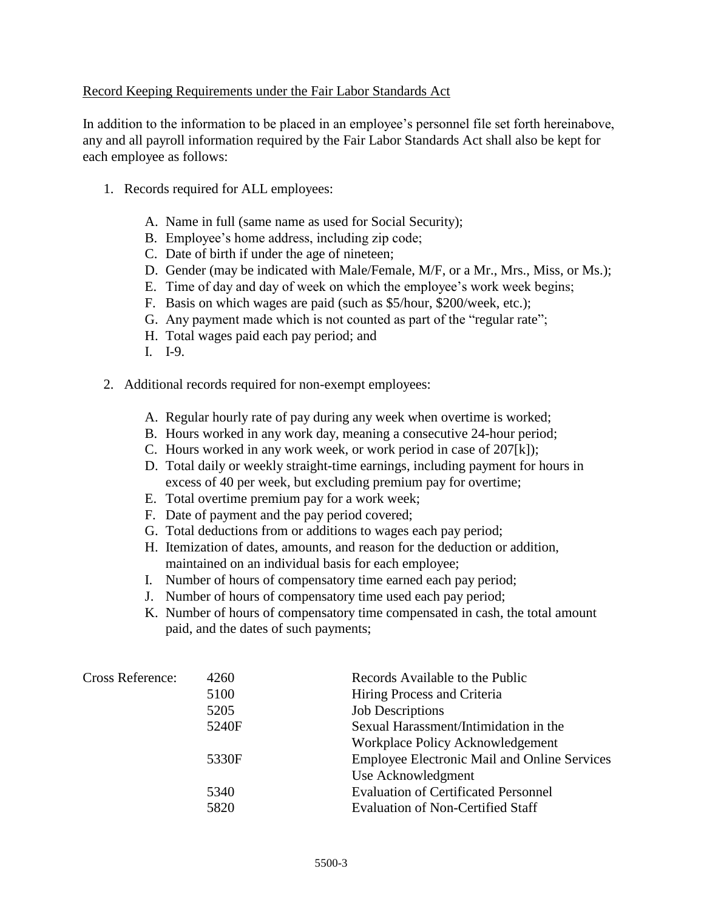Record Keeping Requirements under the Fair Labor Standards Act

In addition to the information to be placed in an employee's personnel file set forth hereinabove, any and all payroll information required by the Fair Labor Standards Act shall also be kept for each employee as follows:

1. Records required for ALL employees:

   A. Name in full (same name as used for Social Security);
   B. Employee's home address, including zip code;
   C. Date of birth if under the age of nineteen;
   D. Gender (may be indicated with Male/Female, M/F, or a Mr., Mrs., Miss, or Ms.);
   E. Time of day and day of week on which the employee's work week begins;
   F. Basis on which wages are paid (such as $5/hour, $200/week, etc.);
   G. Any payment made which is not counted as part of the "regular rate";
   H. Total wages paid each pay period; and
   I. I-9.

2. Additional records required for non-exempt employees:

   A. Regular hourly rate of pay during any week when overtime is worked;
   B. Hours worked in any work day, meaning a consecutive 24-hour period;
   C. Hours worked in any work week, or work period in case of 207[k]);
   D. Total daily or weekly straight-time earnings, including payment for hours in excess of 40 per week, but excluding premium pay for overtime;
   E. Total overtime premium pay for a work week;
   F. Date of payment and the pay period covered;
   G. Total deductions from or additions to wages each pay period;
   H. Itemization of dates, amounts, and reason for the deduction or addition, maintained on an individual basis for each employee;
   I. Number of hours of compensatory time earned each pay period;
   J. Number of hours of compensatory time used each pay period;
   K. Number of hours of compensatory time compensated in cash, the total amount paid, and the dates of such payments;

| Cross Reference: | 4260 | Records Available to the Public |
|---|---|---|
| | 5100 | Hiring Process and Criteria |
| | 5205 | Job Descriptions |
| | 5240F | Sexual Harassment/Intimidation in the Workplace Policy Acknowledgement |
| | 5330F | Employee Electronic Mail and Online Services Use Acknowledgment |
| | 5340 | Evaluation of Certificated Personnel |
| | 5820 | Evaluation of Non-Certified Staff |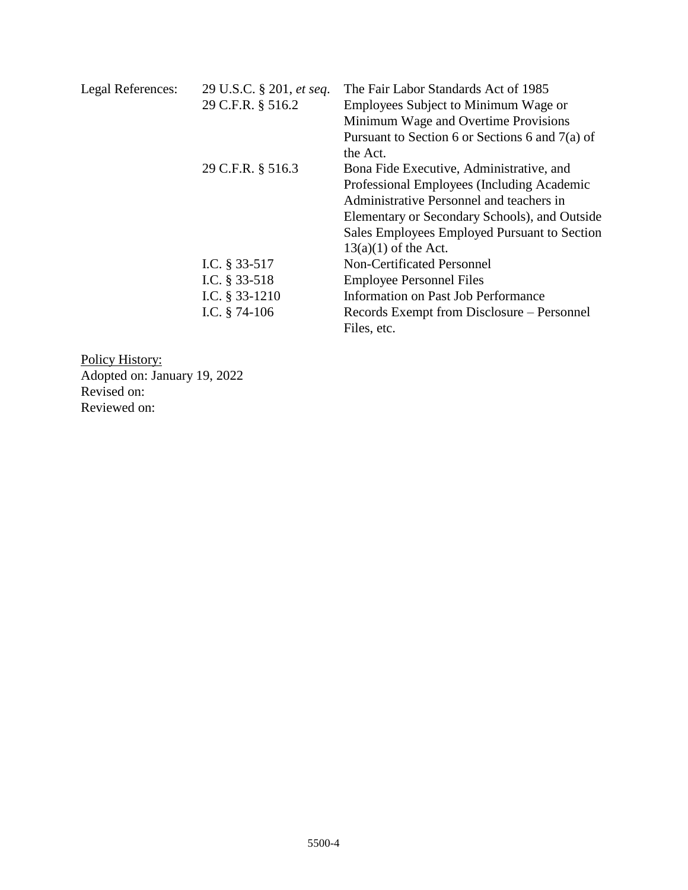| | | |
|---|---|---|
| Legal References: | 29 U.S.C. § 201, *et seq.* | The Fair Labor Standards Act of 1985 |
| | 29 C.F.R. § 516.2 | Employees Subject to Minimum Wage or Minimum Wage and Overtime Provisions Pursuant to Section 6 or Sections 6 and 7(a) of the Act. |
| | 29 C.F.R. § 516.3 | Bona Fide Executive, Administrative, and Professional Employees (Including Academic Administrative Personnel and teachers in Elementary or Secondary Schools), and Outside Sales Employees Employed Pursuant to Section 13(a)(1) of the Act. |
| | I.C. § 33-517 | Non-Certificated Personnel |
| | I.C. § 33-518 | Employee Personnel Files |
| | I.C. § 33-1210 | Information on Past Job Performance |
| | I.C. § 74-106 | Records Exempt from Disclosure – Personnel Files, etc. |

<u>Policy History:</u>
Adopted on: January 19, 2022
Revised on:
Reviewed on: